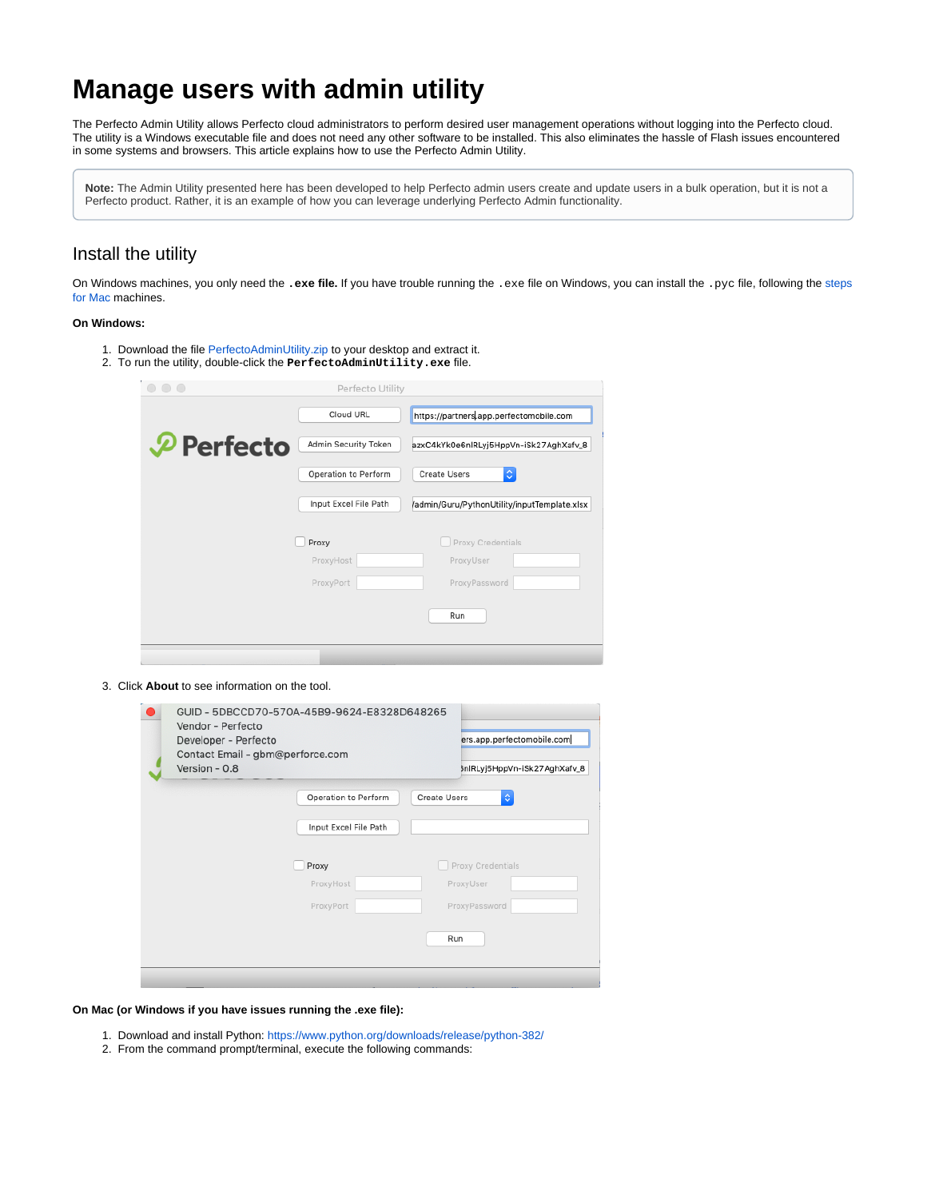# Manage users with admin utility

The Perfecto Admin Utility allows Perfecto cloud administrators to perform desired user management operations without logging into the Perfecto cloud. The utility is a Windows executable file and does not need any other software to be installed. This also eliminates the hassle of Flash issues encountered in some systems and browsers. This article explains how to use the Perfecto Admin Utility.

> **Note:** The Admin Utility presented here has been developed to help Perfecto admin users create and update users in a bulk operation, but it is not a Perfecto product. Rather, it is an example of how you can leverage underlying Perfecto Admin functionality.

## Install the utility

On Windows machines, you only need the **`.exe` file.** If you have trouble running the `.exe` file on Windows, you can install the `.pyc` file, following the steps for Mac machines.

**On Windows:**

1. Download the file PerfectoAdminUtility.zip to your desktop and extract it.
2. To run the utility, double-click the **`PerfectoAdminUtility.exe`** file.
3. Click **About** to see information on the tool.

**On Mac (or Windows if you have issues running the .exe file):**

1. Download and install Python: https://www.python.org/downloads/release/python-382/
2. From the command prompt/terminal, execute the following commands: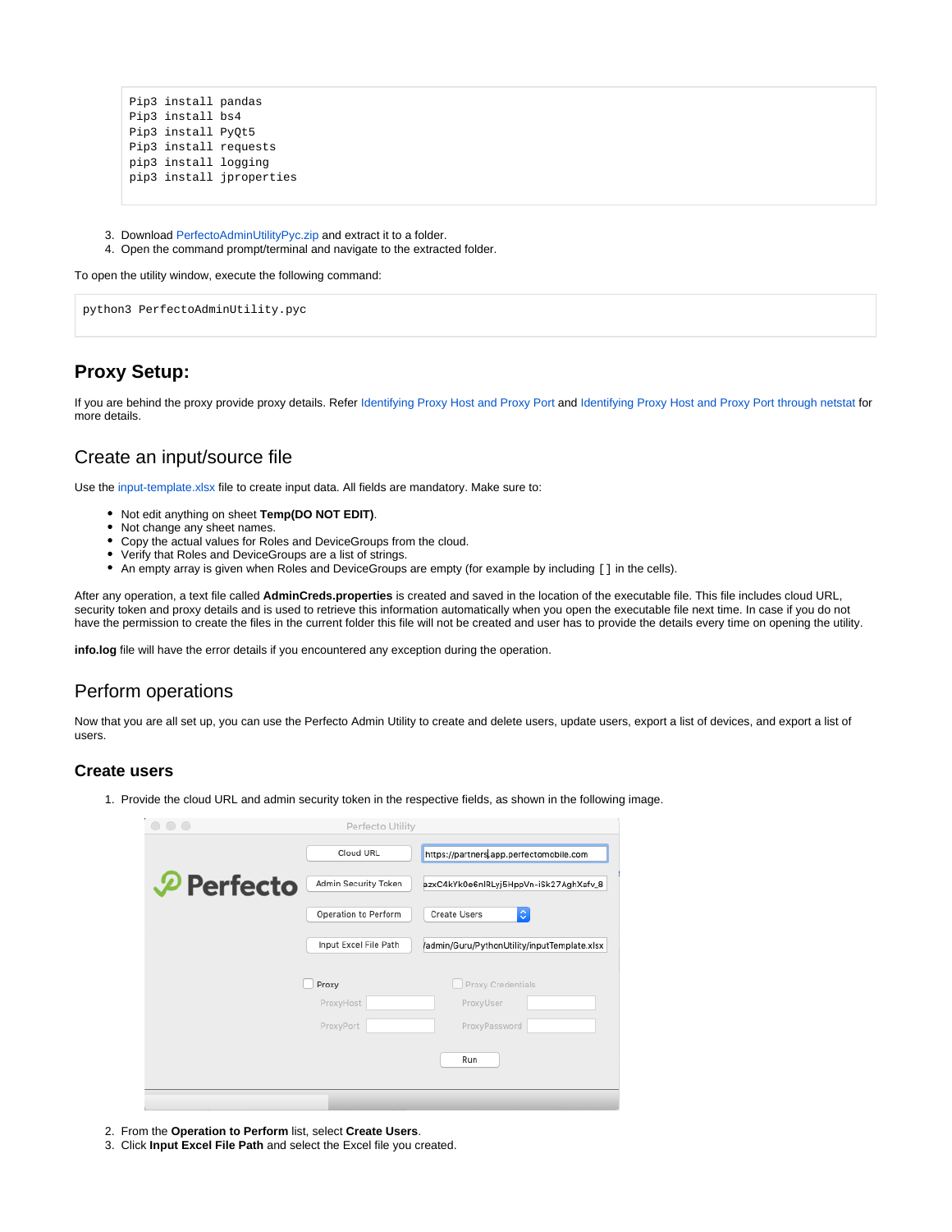```
Pip3 install pandas
Pip3 install bs4
Pip3 install PyQt5
Pip3 install requests
pip3 install logging
pip3 install jproperties
```

3. Download PerfectoAdminUtilityPyc.zip and extract it to a folder.
4. Open the command prompt/terminal and navigate to the extracted folder.

To open the utility window, execute the following command:

```
python3 PerfectoAdminUtility.pyc
```

## Proxy Setup:

If you are behind the proxy provide proxy details. Refer Identifying Proxy Host and Proxy Port and Identifying Proxy Host and Proxy Port through netstat for more details.

## Create an input/source file

Use the input-template.xlsx file to create input data. All fields are mandatory. Make sure to:

- Not edit anything on sheet **Temp(DO NOT EDIT)**.
- Not change any sheet names.
- Copy the actual values for Roles and DeviceGroups from the cloud.
- Verify that Roles and DeviceGroups are a list of strings.
- An empty array is given when Roles and DeviceGroups are empty (for example by including [ ] in the cells).

After any operation, a text file called **AdminCreds.properties** is created and saved in the location of the executable file. This file includes cloud URL, security token and proxy details and is used to retrieve this information automatically when you open the executable file next time. In case if you do not have the permission to create the files in the current folder this file will not be created and user has to provide the details every time on opening the utility.

**info.log** file will have the error details if you encountered any exception during the operation.

## Perform operations

Now that you are all set up, you can use the Perfecto Admin Utility to create and delete users, update users, export a list of devices, and export a list of users.

### Create users

1. Provide the cloud URL and admin security token in the respective fields, as shown in the following image.

2. From the **Operation to Perform** list, select **Create Users**.
3. Click **Input Excel File Path** and select the Excel file you created.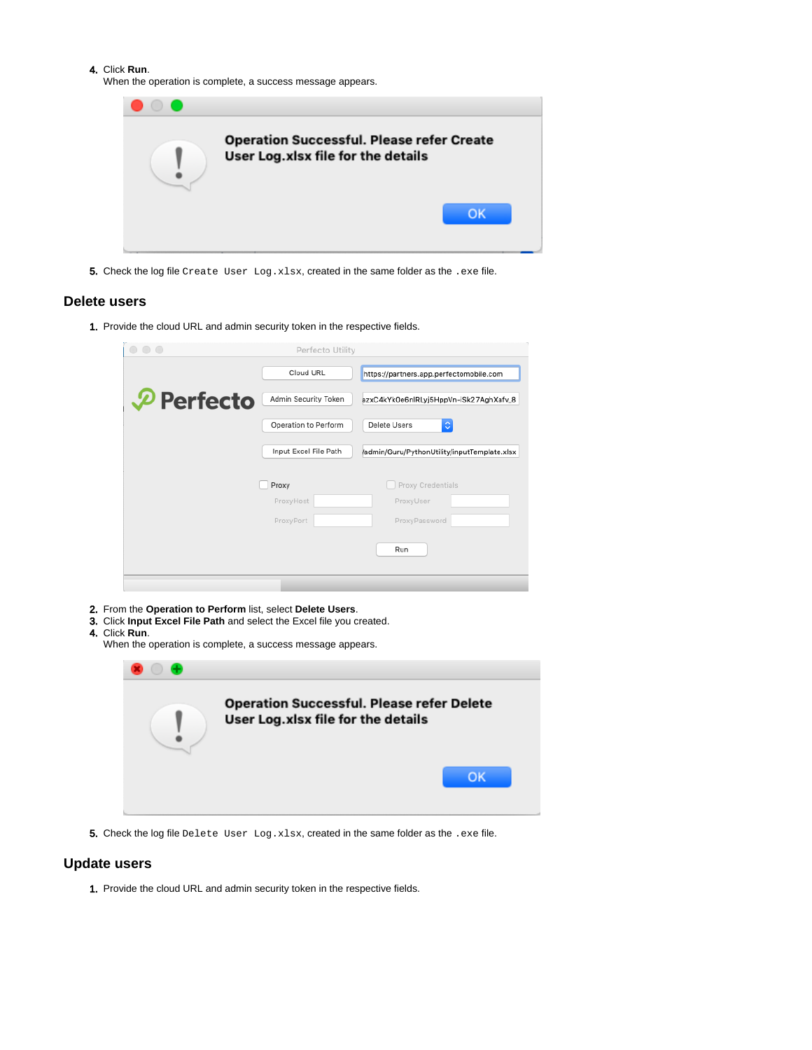4. Click **Run**.
   When the operation is complete, a success message appears.

5. Check the log file `Create User Log.xlsx`, created in the same folder as the `.exe` file.

## Delete users

1. Provide the cloud URL and admin security token in the respective fields.

2. From the **Operation to Perform** list, select **Delete Users**.
3. Click **Input Excel File Path** and select the Excel file you created.
4. Click **Run**.
   When the operation is complete, a success message appears.

5. Check the log file `Delete User Log.xlsx`, created in the same folder as the `.exe` file.

## Update users

1. Provide the cloud URL and admin security token in the respective fields.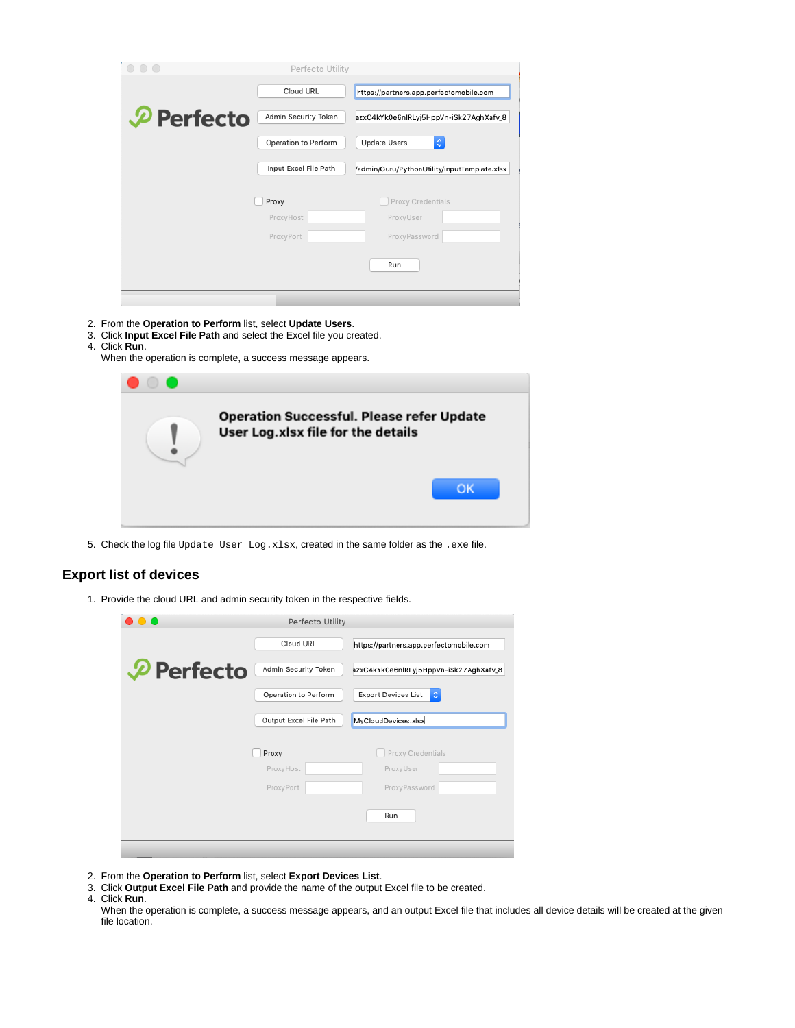2. From the **Operation to Perform** list, select **Update Users**.
3. Click **Input Excel File Path** and select the Excel file you created.
4. Click **Run**.
   When the operation is complete, a success message appears.

5. Check the log file `Update User Log.xlsx`, created in the same folder as the `.exe` file.

## Export list of devices

1. Provide the cloud URL and admin security token in the respective fields.

2. From the **Operation to Perform** list, select **Export Devices List**.
3. Click **Output Excel File Path** and provide the name of the output Excel file to be created.
4. Click **Run**.
   When the operation is complete, a success message appears, and an output Excel file that includes all device details will be created at the given file location.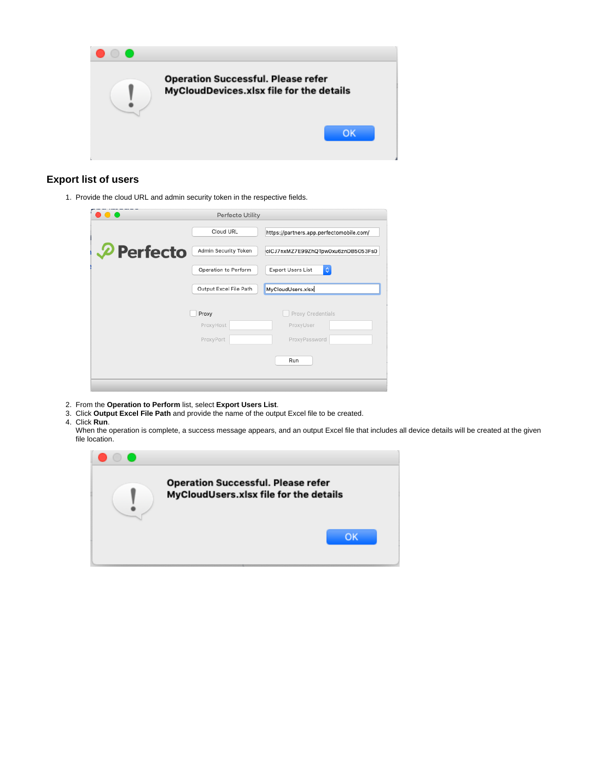## Export list of users

1. Provide the cloud URL and admin security token in the respective fields.
2. From the **Operation to Perform** list, select **Export Users List**.
3. Click **Output Excel File Path** and provide the name of the output Excel file to be created.
4. Click **Run**.
   When the operation is complete, a success message appears, and an output Excel file that includes all device details will be created at the given file location.